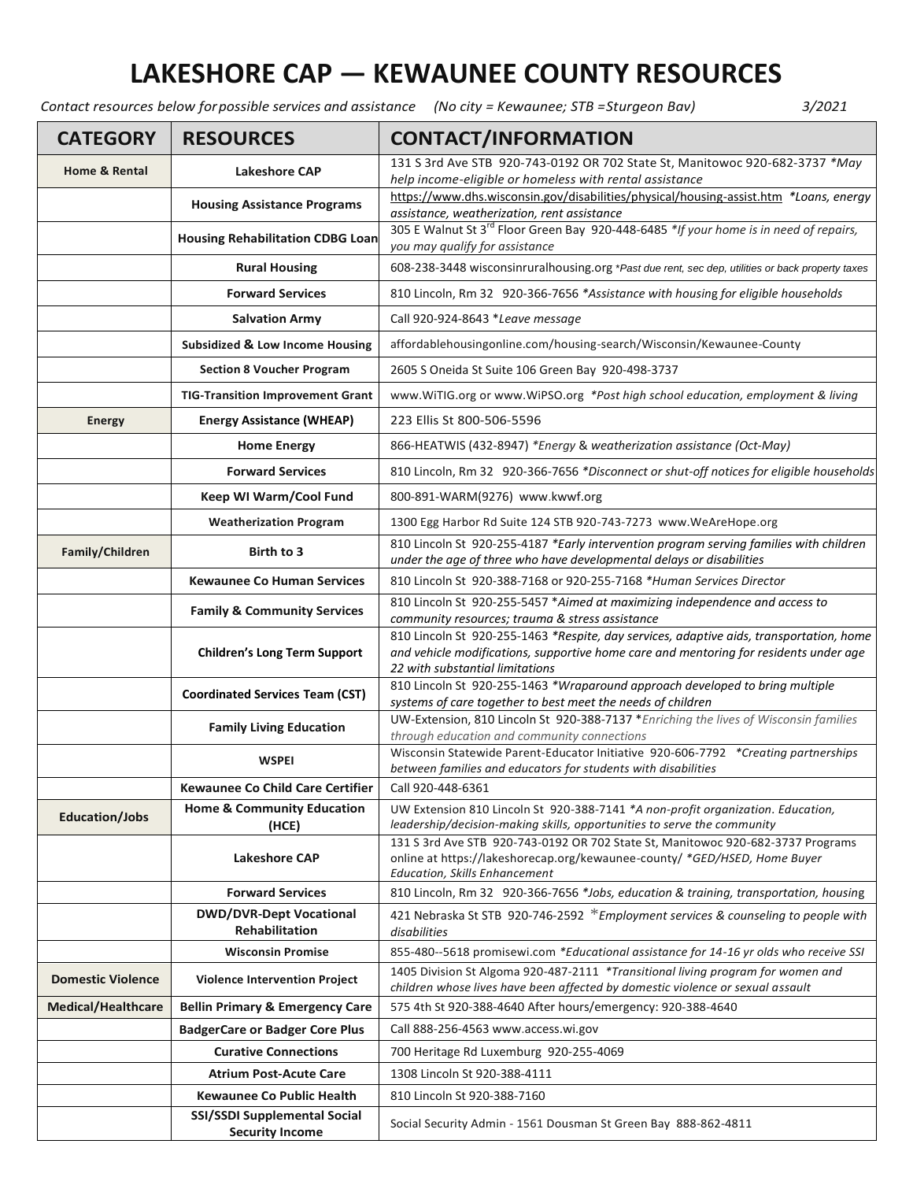# LAKESHORE CAP — KEWAUNEE COUNTY RESOURCES

*Contact resources below for possible services and assistance (No city = Kewaunee; STB = Sturgeon Bay)* *3/2021*

| CATEGORY | RESOURCES | CONTACT/INFORMATION |
|---|---|---|
| **Home & Rental** | **Lakeshore CAP** | 131 S 3rd Ave STB 920-743-0192 OR 702 State St, Manitowoc 920-682-3737 *\*May help income-eligible or homeless with rental assistance* |
| | **Housing Assistance Programs** | https://www.dhs.wisconsin.gov/disabilities/physical/housing-assist.htm *\*Loans, energy assistance, weatherization, rent assistance* |
| | **Housing Rehabilitation CDBG Loan** | 305 E Walnut St 3rd Floor Green Bay 920-448-6485 *\*If your home is in need of repairs, you may qualify for assistance* |
| | **Rural Housing** | 608-238-3448 wisconsinruralhousing.org *\*Past due rent, sec dep, utilities or back property taxes* |
| | **Forward Services** | 810 Lincoln, Rm 32 920-366-7656 *\*Assistance with housing for eligible households* |
| | **Salvation Army** | Call 920-924-8643 *\*Leave message* |
| | **Subsidized & Low Income Housing** | affordablehousingonline.com/housing-search/Wisconsin/Kewaunee-County |
| | **Section 8 Voucher Program** | 2605 S Oneida St Suite 106 Green Bay 920-498-3737 |
| | **TIG-Transition Improvement Grant** | www.WiTIG.org or www.WiPSO.org *\*Post high school education, employment & living* |
| **Energy** | **Energy Assistance (WHEAP)** | 223 Ellis St 800-506-5596 |
| | **Home Energy** | 866-HEATWIS (432-8947) *\*Energy & weatherization assistance (Oct-May)* |
| | **Forward Services** | 810 Lincoln, Rm 32 920-366-7656 *\*Disconnect or shut-off notices for eligible households* |
| | **Keep WI Warm/Cool Fund** | 800-891-WARM(9276) www.kwwf.org |
| | **Weatherization Program** | 1300 Egg Harbor Rd Suite 124 STB 920-743-7273 www.WeAreHope.org |
| **Family/Children** | **Birth to 3** | 810 Lincoln St 920-255-4187 *\*Early intervention program serving families with children under the age of three who have developmental delays or disabilities* |
| | **Kewaunee Co Human Services** | 810 Lincoln St 920-388-7168 or 920-255-7168 *\*Human Services Director* |
| | **Family & Community Services** | 810 Lincoln St 920-255-5457 *\*Aimed at maximizing independence and access to community resources; trauma & stress assistance* |
| | **Children's Long Term Support** | 810 Lincoln St 920-255-1463 *\*Respite, day services, adaptive aids, transportation, home and vehicle modifications, supportive home care and mentoring for residents under age 22 with substantial limitations* |
| | **Coordinated Services Team (CST)** | 810 Lincoln St 920-255-1463 *\*Wraparound approach developed to bring multiple systems of care together to best meet the needs of children* |
| | **Family Living Education** | UW-Extension, 810 Lincoln St 920-388-7137 *\*Enriching the lives of Wisconsin families through education and community connections* |
| | **WSPEI** | Wisconsin Statewide Parent-Educator Initiative 920-606-7792 *\*Creating partnerships between families and educators for students with disabilities* |
| | **Kewaunee Co Child Care Certifier** | Call 920-448-6361 |
| **Education/Jobs** | **Home & Community Education (HCE)** | UW Extension 810 Lincoln St 920-388-7141 *\*A non-profit organization. Education, leadership/decision-making skills, opportunities to serve the community* |
| | **Lakeshore CAP** | 131 S 3rd Ave STB 920-743-0192 OR 702 State St, Manitowoc 920-682-3737 Programs online at https://lakeshorecap.org/kewaunee-county/ *\*GED/HSED, Home Buyer Education, Skills Enhancement* |
| | **Forward Services** | 810 Lincoln, Rm 32 920-366-7656 *\*Jobs, education & training, transportation, housing* |
| | **DWD/DVR-Dept Vocational Rehabilitation** | 421 Nebraska St STB 920-746-2592 *\*Employment services & counseling to people with disabilities* |
| | **Wisconsin Promise** | 855-480--5618 promisewi.com *\*Educational assistance for 14-16 yr olds who receive SSI* |
| **Domestic Violence** | **Violence Intervention Project** | 1405 Division St Algoma 920-487-2111 *\*Transitional living program for women and children whose lives have been affected by domestic violence or sexual assault* |
| **Medical/Healthcare** | **Bellin Primary & Emergency Care** | 575 4th St 920-388-4640 After hours/emergency: 920-388-4640 |
| | **BadgerCare or Badger Core Plus** | Call 888-256-4563 www.access.wi.gov |
| | **Curative Connections** | 700 Heritage Rd Luxemburg 920-255-4069 |
| | **Atrium Post-Acute Care** | 1308 Lincoln St 920-388-4111 |
| | **Kewaunee Co Public Health** | 810 Lincoln St 920-388-7160 |
| | **SSI/SSDI Supplemental Social Security Income** | Social Security Admin - 1561 Dousman St Green Bay 888-862-4811 |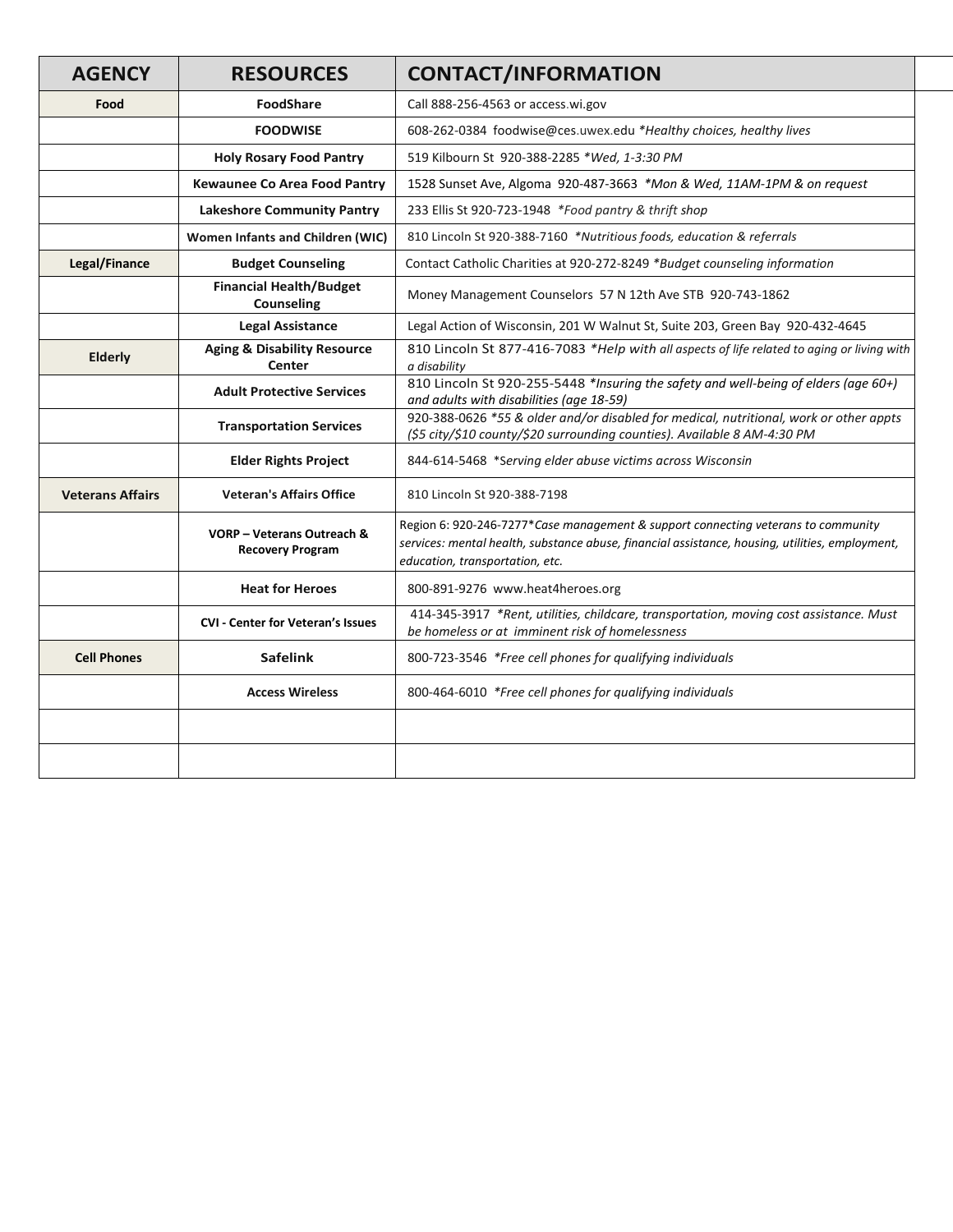| AGENCY | RESOURCES | CONTACT/INFORMATION |
|---|---|---|
| **Food** | **FoodShare** | Call 888-256-4563 or access.wi.gov |
| | **FOODWISE** | 608-262-0384 foodwise@ces.uwex.edu *Healthy choices, healthy lives* |
| | **Holy Rosary Food Pantry** | 519 Kilbourn St 920-388-2285 *Wed, 1-3:30 PM* |
| | **Kewaunee Co Area Food Pantry** | 1528 Sunset Ave, Algoma 920-487-3663 *Mon & Wed, 11AM-1PM & on request* |
| | **Lakeshore Community Pantry** | 233 Ellis St 920-723-1948 *Food pantry & thrift shop* |
| | **Women Infants and Children (WIC)** | 810 Lincoln St 920-388-7160 *Nutritious foods, education & referrals* |
| **Legal/Finance** | **Budget Counseling** | Contact Catholic Charities at 920-272-8249 *Budget counseling information* |
| | **Financial Health/Budget Counseling** | Money Management Counselors 57 N 12th Ave STB 920-743-1862 |
| | **Legal Assistance** | Legal Action of Wisconsin, 201 W Walnut St, Suite 203, Green Bay 920-432-4645 |
| **Elderly** | **Aging & Disability Resource Center** | 810 Lincoln St 877-416-7083 *Help with all aspects of life related to aging or living with a disability* |
| | **Adult Protective Services** | 810 Lincoln St 920-255-5448 *Insuring the safety and well-being of elders (age 60+) and adults with disabilities (age 18-59)* |
| | **Transportation Services** | 920-388-0626 *55 & older and/or disabled for medical, nutritional, work or other appts ($5 city/$10 county/$20 surrounding counties). Available 8 AM-4:30 PM* |
| | **Elder Rights Project** | 844-614-5468 *Serving elder abuse victims across Wisconsin* |
| **Veterans Affairs** | **Veteran's Affairs Office** | 810 Lincoln St 920-388-7198 |
| | **VORP – Veterans Outreach & Recovery Program** | Region 6: 920-246-7277*Case management & support connecting veterans to community services: mental health, substance abuse, financial assistance, housing, utilities, employment, education, transportation, etc.* |
| | **Heat for Heroes** | 800-891-9276 www.heat4heroes.org |
| | **CVI - Center for Veteran's Issues** | 414-345-3917 *Rent, utilities, childcare, transportation, moving cost assistance. Must be homeless or at imminent risk of homelessness* |
| **Cell Phones** | **Safelink** | 800-723-3546 *Free cell phones for qualifying individuals* |
| | **Access Wireless** | 800-464-6010 *Free cell phones for qualifying individuals* |
| | | |
| | | |